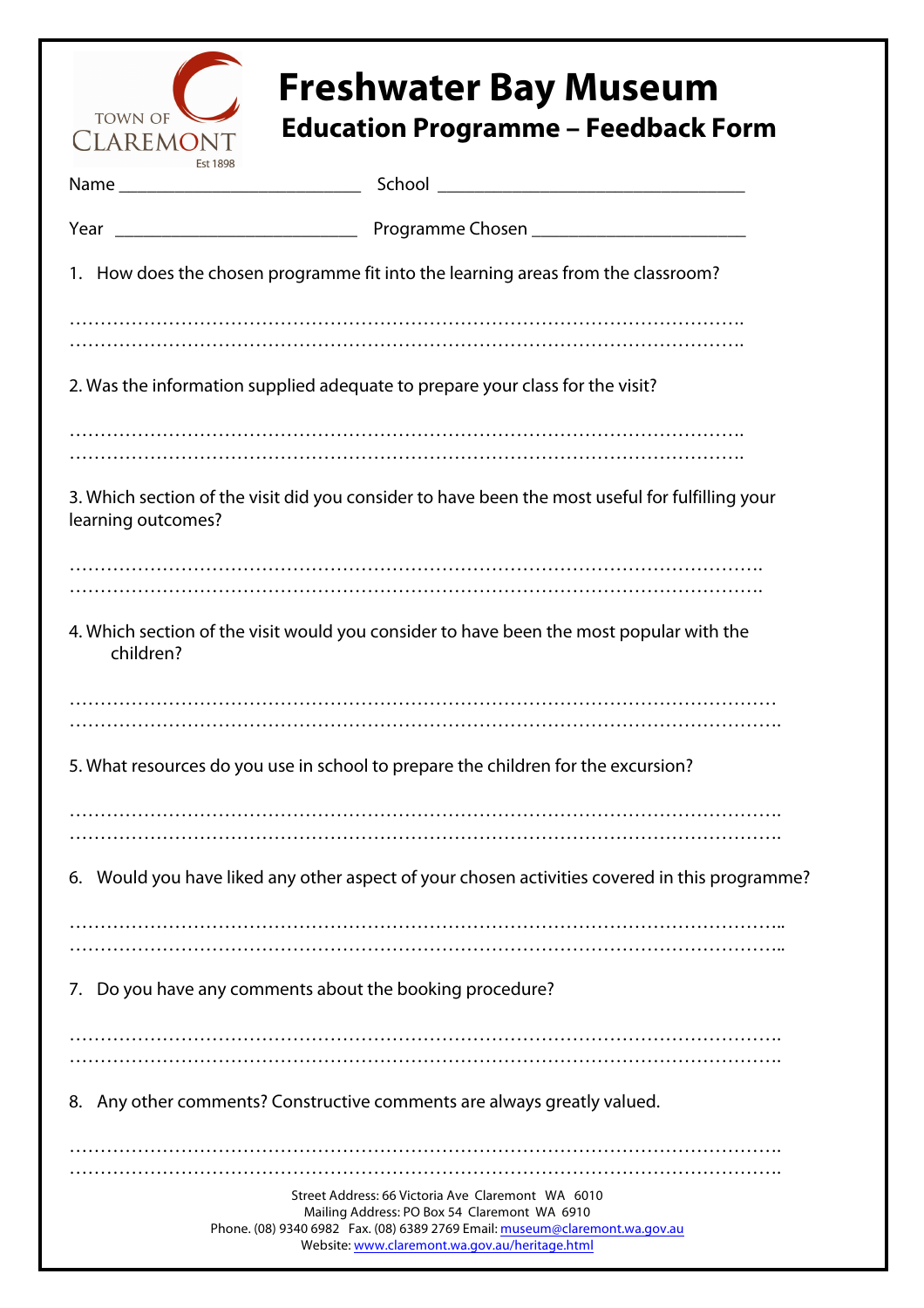TOWN OF CLAREMONT
Est 1898

# Freshwater Bay Museum

## Education Programme – Feedback Form

Name ___________________________ School __________________________________

Year ___________________________ Programme Chosen ______________________

1. How does the chosen programme fit into the learning areas from the classroom?

………………………………………………………………………………………………….
………………………………………………………………………………………………….

2. Was the information supplied adequate to prepare your class for the visit?

………………………………………………………………………………………………….
………………………………………………………………………………………………….

3. Which section of the visit did you consider to have been the most useful for fulfilling your learning outcomes?

………………………………………………………………………………………………….
………………………………………………………………………………………………….

4. Which section of the visit would you consider to have been the most popular with the children?

………………………………………………………………………………………………….
………………………………………………………………………………………………….

5. What resources do you use in school to prepare the children for the excursion?

………………………………………………………………………………………………….
………………………………………………………………………………………………….

6. Would you have liked any other aspect of your chosen activities covered in this programme?

………………………………………………………………………………………………….
………………………………………………………………………………………………….

7. Do you have any comments about the booking procedure?

………………………………………………………………………………………………….
………………………………………………………………………………………………….

8. Any other comments? Constructive comments are always greatly valued.

………………………………………………………………………………………………….
………………………………………………………………………………………………….

Street Address: 66 Victoria Ave Claremont WA 6010
Mailing Address: PO Box 54 Claremont WA 6910
Phone. (08) 9340 6982 Fax. (08) 6389 2769 Email: museum@claremont.wa.gov.au
Website: www.claremont.wa.gov.au/heritage.html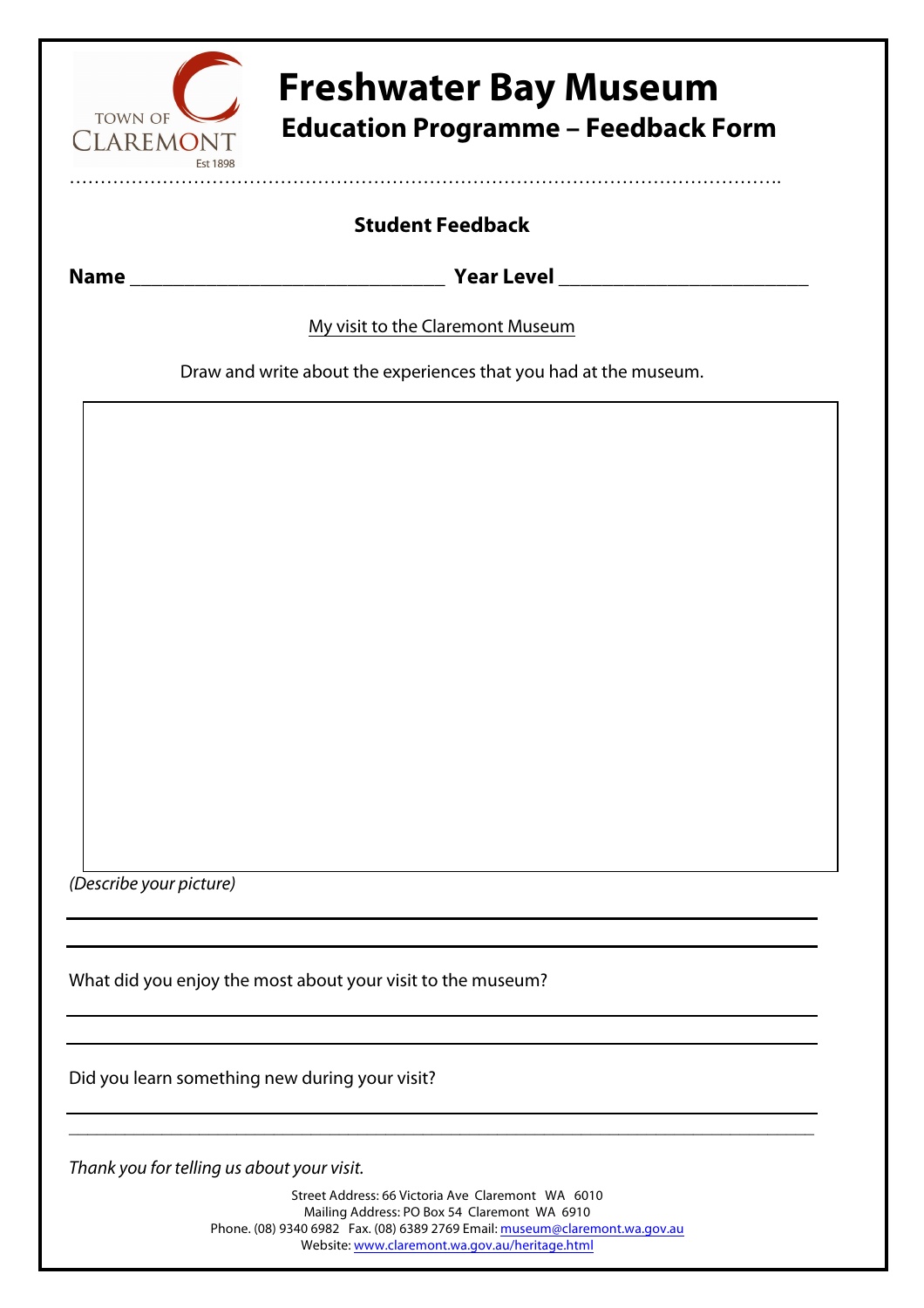TOWN OF CLAREMONT Est 1898

# Freshwater Bay Museum

## Education Programme – Feedback Form

……………………………………………………………………………………………………………..

### Student Feedback

**Name** _______________________________ **Year Level** ________________________

My visit to the Claremont Museum

Draw and write about the experiences that you had at the museum.

*(Describe your picture)*

_______________________________________________________________________________

_______________________________________________________________________________

What did you enjoy the most about your visit to the museum?

_______________________________________________________________________________

_______________________________________________________________________________

Did you learn something new during your visit?

_______________________________________________________________________________

_______________________________________________________________________________

*Thank you for telling us about your visit.*

Street Address: 66 Victoria Ave Claremont WA 6010
Mailing Address: PO Box 54 Claremont WA 6910
Phone. (08) 9340 6982 Fax. (08) 6389 2769 Email: museum@claremont.wa.gov.au
Website: www.claremont.wa.gov.au/heritage.html